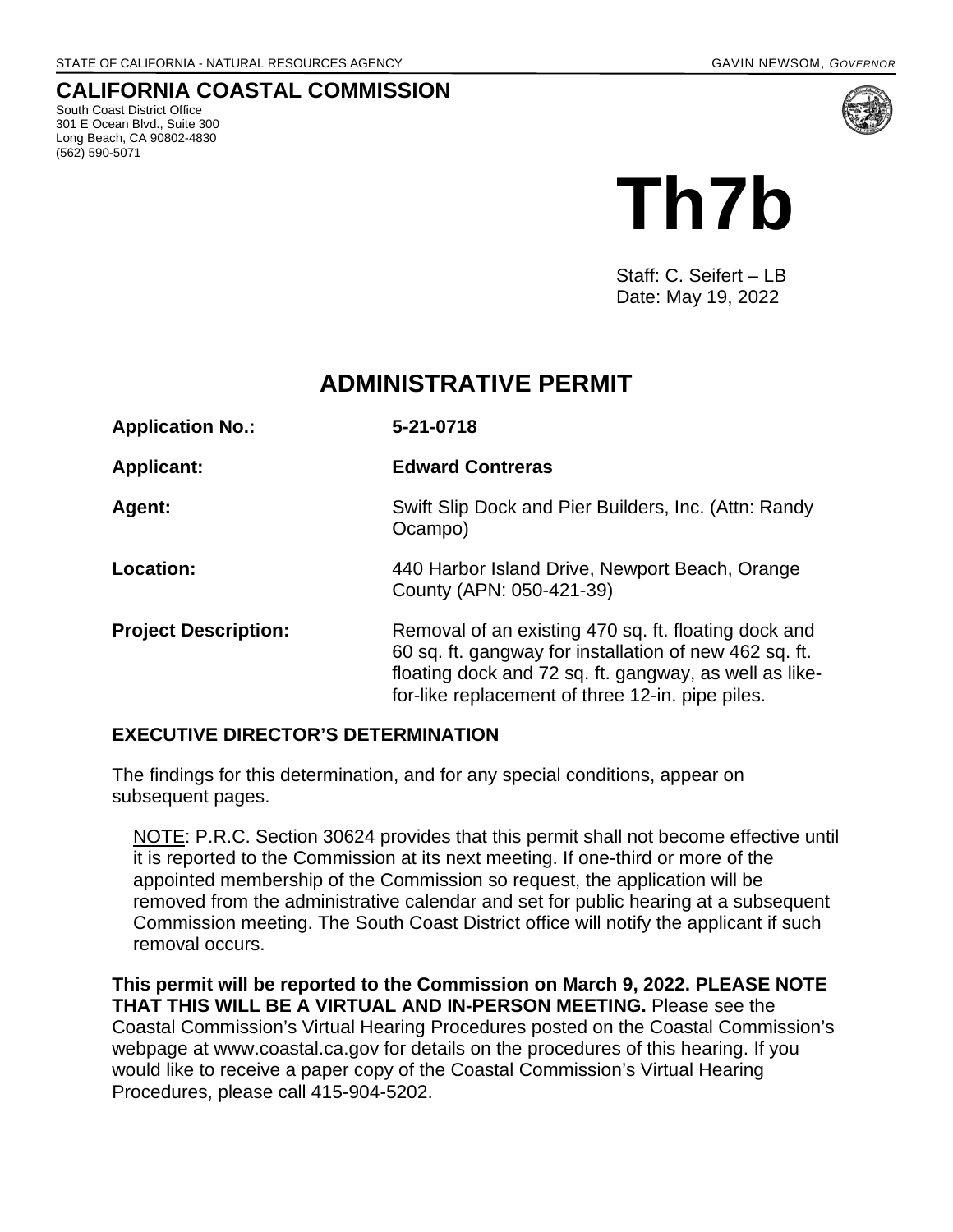STATE OF CALIFORNIA - NATURAL RESOURCES AGENCY GAVIN NEWSOM, *GOVERNOR*

# CALIFORNIA COASTAL COMMISSION

South Coast District Office
301 E Ocean Blvd., Suite 300
Long Beach, CA 90802-4830
(562) 590-5071

# Th7b

Staff: C. Seifert – LB
Date: May 19, 2022

## ADMINISTRATIVE PERMIT

| | |
|---|---|
| **Application No.:** | **5-21-0718** |
| **Applicant:** | **Edward Contreras** |
| **Agent:** | Swift Slip Dock and Pier Builders, Inc. (Attn: Randy Ocampo) |
| **Location:** | 440 Harbor Island Drive, Newport Beach, Orange County (APN: 050-421-39) |
| **Project Description:** | Removal of an existing 470 sq. ft. floating dock and 60 sq. ft. gangway for installation of new 462 sq. ft. floating dock and 72 sq. ft. gangway, as well as like-for-like replacement of three 12-in. pipe piles. |

### EXECUTIVE DIRECTOR'S DETERMINATION

The findings for this determination, and for any special conditions, appear on subsequent pages.

NOTE: P.R.C. Section 30624 provides that this permit shall not become effective until it is reported to the Commission at its next meeting. If one-third or more of the appointed membership of the Commission so request, the application will be removed from the administrative calendar and set for public hearing at a subsequent Commission meeting. The South Coast District office will notify the applicant if such removal occurs.

**This permit will be reported to the Commission on March 9, 2022. PLEASE NOTE THAT THIS WILL BE A VIRTUAL AND IN-PERSON MEETING.** Please see the Coastal Commission's Virtual Hearing Procedures posted on the Coastal Commission's webpage at www.coastal.ca.gov for details on the procedures of this hearing. If you would like to receive a paper copy of the Coastal Commission's Virtual Hearing Procedures, please call 415-904-5202.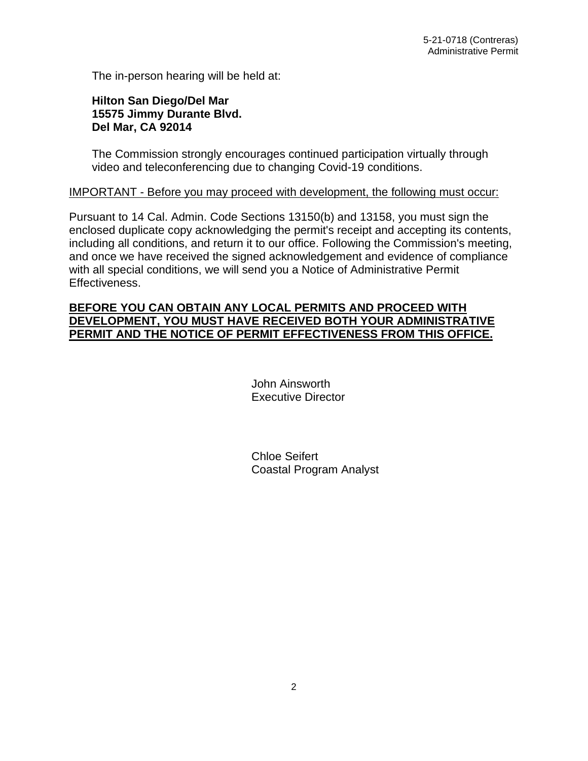The in-person hearing will be held at:

**Hilton San Diego/Del Mar**
**15575 Jimmy Durante Blvd.**
**Del Mar, CA 92014**

The Commission strongly encourages continued participation virtually through video and teleconferencing due to changing Covid-19 conditions.

<u>IMPORTANT - Before you may proceed with development, the following must occur:</u>

Pursuant to 14 Cal. Admin. Code Sections 13150(b) and 13158, you must sign the enclosed duplicate copy acknowledging the permit's receipt and accepting its contents, including all conditions, and return it to our office. Following the Commission's meeting, and once we have received the signed acknowledgement and evidence of compliance with all special conditions, we will send you a Notice of Administrative Permit Effectiveness.

<u>**BEFORE YOU CAN OBTAIN ANY LOCAL PERMITS AND PROCEED WITH DEVELOPMENT, YOU MUST HAVE RECEIVED BOTH YOUR ADMINISTRATIVE PERMIT AND THE NOTICE OF PERMIT EFFECTIVENESS FROM THIS OFFICE.**</u>

John Ainsworth
Executive Director

Chloe Seifert
Coastal Program Analyst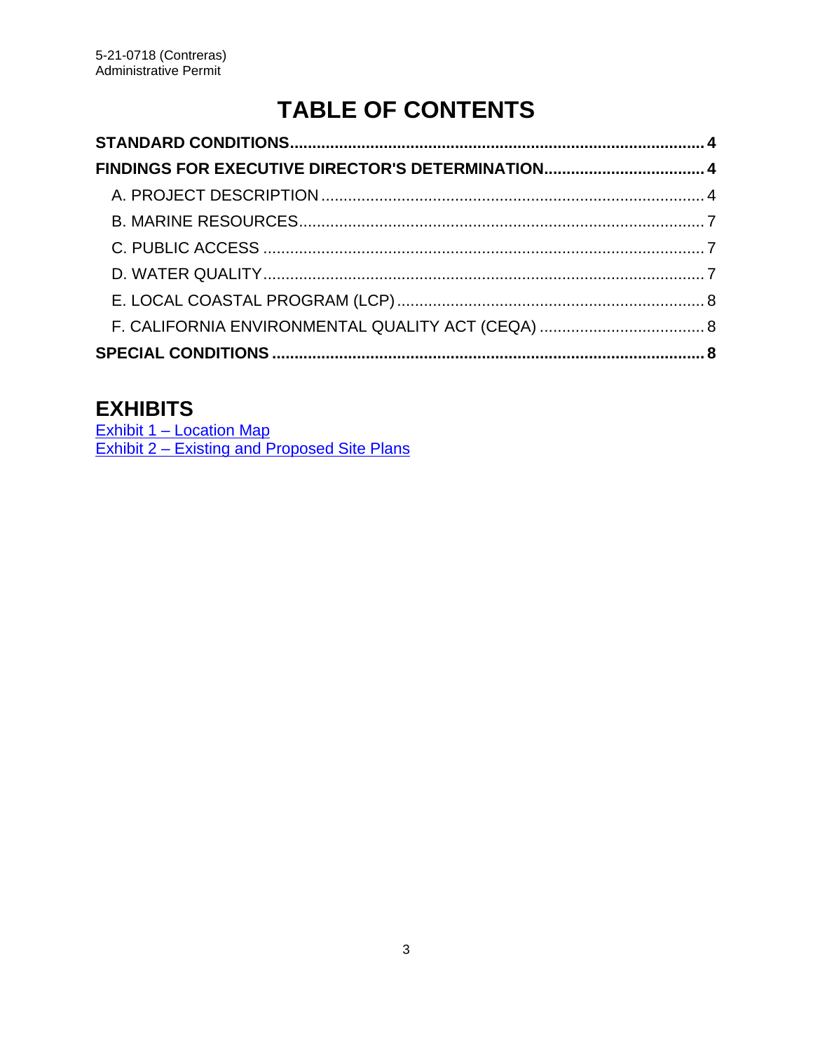# TABLE OF CONTENTS

**STANDARD CONDITIONS............................................................................................ 4**

**FINDINGS FOR EXECUTIVE DIRECTOR'S DETERMINATION.................................... 4**

- A. PROJECT DESCRIPTION ...................................................................................... 4
- B. MARINE RESOURCES........................................................................................... 7
- C. PUBLIC ACCESS ................................................................................................... 7
- D. WATER QUALITY.................................................................................................. 7
- E. LOCAL COASTAL PROGRAM (LCP) ..................................................................... 8
- F. CALIFORNIA ENVIRONMENTAL QUALITY ACT (CEQA) ..................................... 8

**SPECIAL CONDITIONS ................................................................................................ 8**

## EXHIBITS

Exhibit 1 – Location Map
Exhibit 2 – Existing and Proposed Site Plans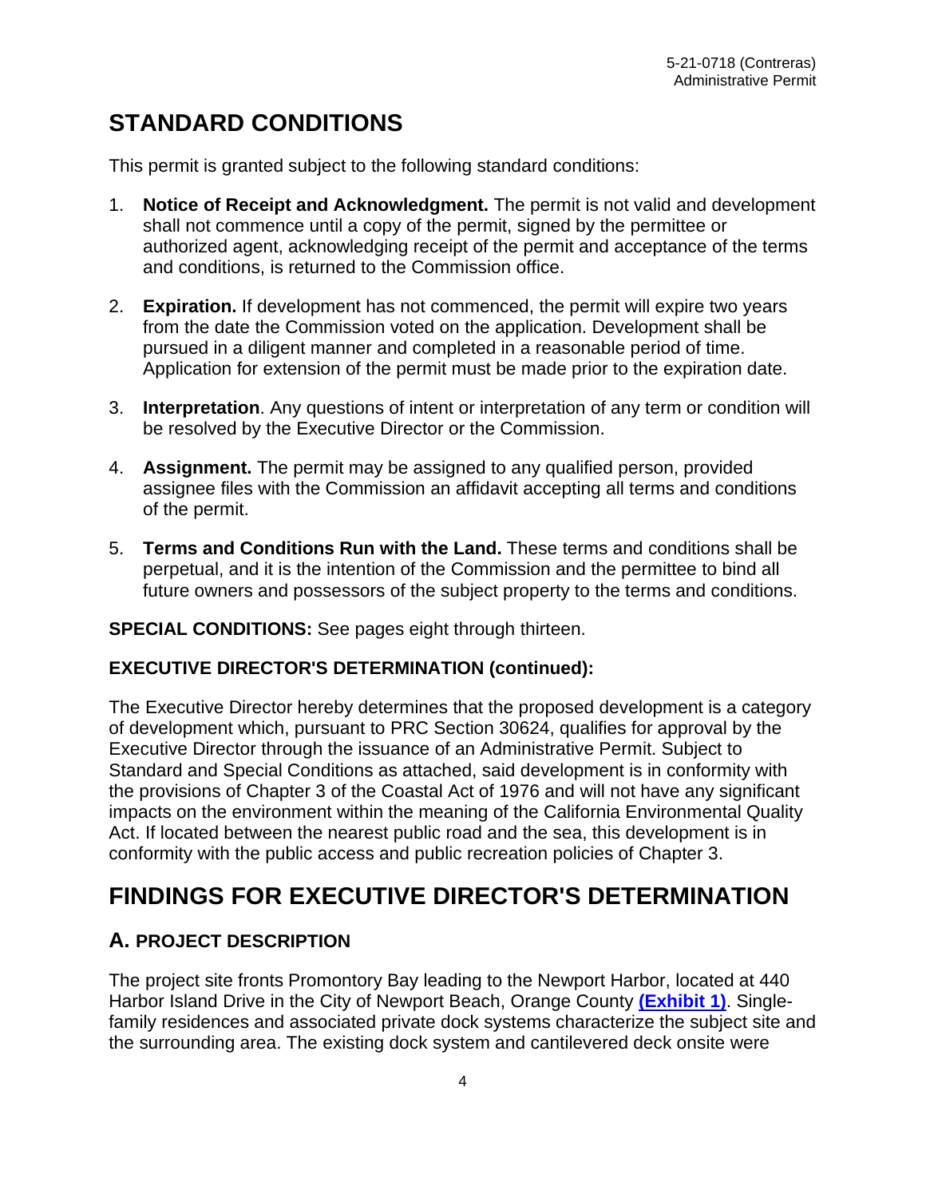# STANDARD CONDITIONS

This permit is granted subject to the following standard conditions:

1. **Notice of Receipt and Acknowledgment.** The permit is not valid and development shall not commence until a copy of the permit, signed by the permittee or authorized agent, acknowledging receipt of the permit and acceptance of the terms and conditions, is returned to the Commission office.

2. **Expiration.** If development has not commenced, the permit will expire two years from the date the Commission voted on the application. Development shall be pursued in a diligent manner and completed in a reasonable period of time. Application for extension of the permit must be made prior to the expiration date.

3. **Interpretation**. Any questions of intent or interpretation of any term or condition will be resolved by the Executive Director or the Commission.

4. **Assignment.** The permit may be assigned to any qualified person, provided assignee files with the Commission an affidavit accepting all terms and conditions of the permit.

5. **Terms and Conditions Run with the Land.** These terms and conditions shall be perpetual, and it is the intention of the Commission and the permittee to bind all future owners and possessors of the subject property to the terms and conditions.

**SPECIAL CONDITIONS:** See pages eight through thirteen.

**EXECUTIVE DIRECTOR'S DETERMINATION (continued):**

The Executive Director hereby determines that the proposed development is a category of development which, pursuant to PRC Section 30624, qualifies for approval by the Executive Director through the issuance of an Administrative Permit. Subject to Standard and Special Conditions as attached, said development is in conformity with the provisions of Chapter 3 of the Coastal Act of 1976 and will not have any significant impacts on the environment within the meaning of the California Environmental Quality Act. If located between the nearest public road and the sea, this development is in conformity with the public access and public recreation policies of Chapter 3.

# FINDINGS FOR EXECUTIVE DIRECTOR'S DETERMINATION

## A. PROJECT DESCRIPTION

The project site fronts Promontory Bay leading to the Newport Harbor, located at 440 Harbor Island Drive in the City of Newport Beach, Orange County **(Exhibit 1)**. Single-family residences and associated private dock systems characterize the subject site and the surrounding area. The existing dock system and cantilevered deck onsite were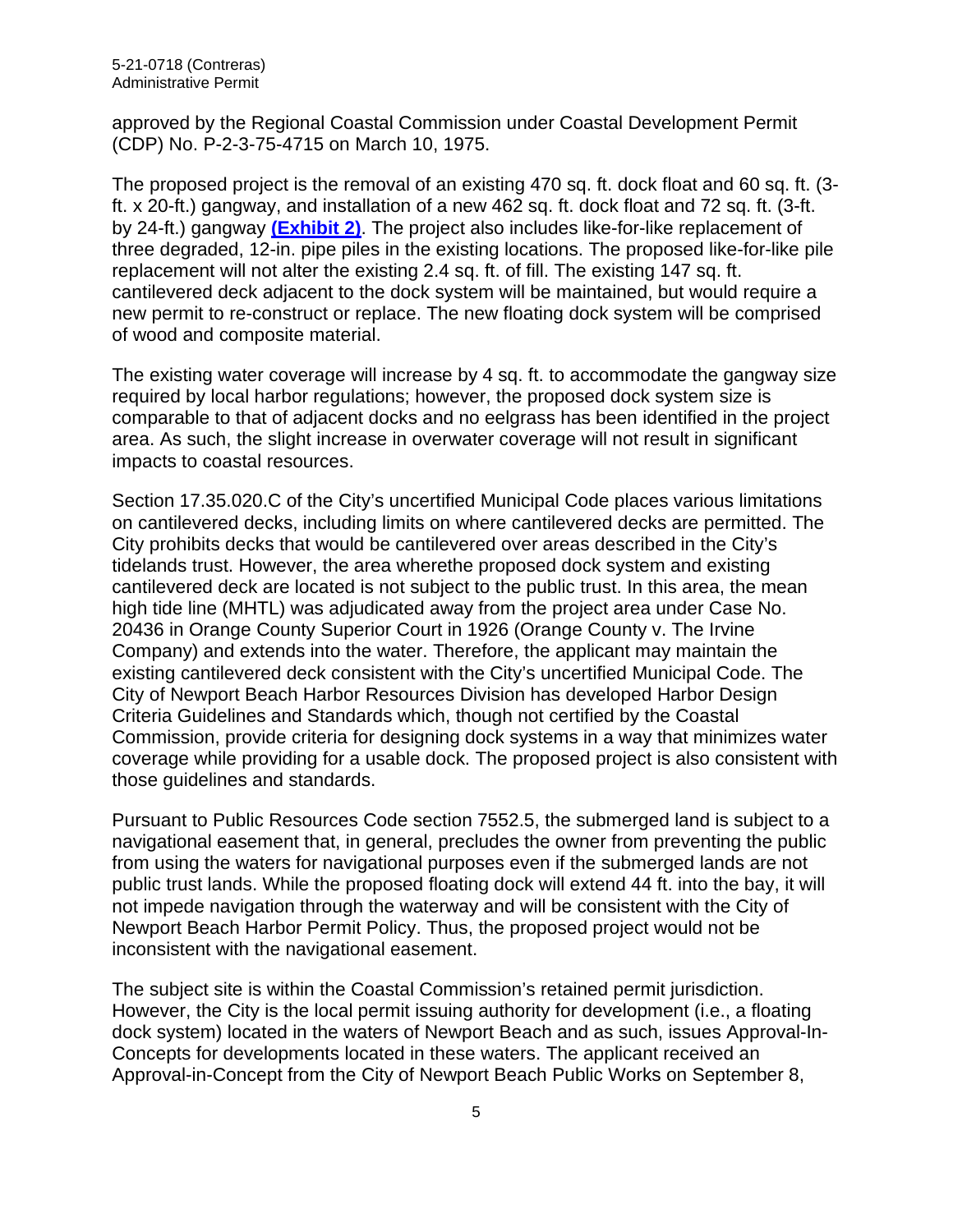approved by the Regional Coastal Commission under Coastal Development Permit (CDP) No. P-2-3-75-4715 on March 10, 1975.

The proposed project is the removal of an existing 470 sq. ft. dock float and 60 sq. ft. (3-ft. x 20-ft.) gangway, and installation of a new 462 sq. ft. dock float and 72 sq. ft. (3-ft. by 24-ft.) gangway **(Exhibit 2)**. The project also includes like-for-like replacement of three degraded, 12-in. pipe piles in the existing locations. The proposed like-for-like pile replacement will not alter the existing 2.4 sq. ft. of fill. The existing 147 sq. ft. cantilevered deck adjacent to the dock system will be maintained, but would require a new permit to re-construct or replace. The new floating dock system will be comprised of wood and composite material.

The existing water coverage will increase by 4 sq. ft. to accommodate the gangway size required by local harbor regulations; however, the proposed dock system size is comparable to that of adjacent docks and no eelgrass has been identified in the project area. As such, the slight increase in overwater coverage will not result in significant impacts to coastal resources.

Section 17.35.020.C of the City's uncertified Municipal Code places various limitations on cantilevered decks, including limits on where cantilevered decks are permitted. The City prohibits decks that would be cantilevered over areas described in the City's tidelands trust. However, the area wherethe proposed dock system and existing cantilevered deck are located is not subject to the public trust. In this area, the mean high tide line (MHTL) was adjudicated away from the project area under Case No. 20436 in Orange County Superior Court in 1926 (Orange County v. The Irvine Company) and extends into the water. Therefore, the applicant may maintain the existing cantilevered deck consistent with the City's uncertified Municipal Code. The City of Newport Beach Harbor Resources Division has developed Harbor Design Criteria Guidelines and Standards which, though not certified by the Coastal Commission, provide criteria for designing dock systems in a way that minimizes water coverage while providing for a usable dock. The proposed project is also consistent with those guidelines and standards.

Pursuant to Public Resources Code section 7552.5, the submerged land is subject to a navigational easement that, in general, precludes the owner from preventing the public from using the waters for navigational purposes even if the submerged lands are not public trust lands. While the proposed floating dock will extend 44 ft. into the bay, it will not impede navigation through the waterway and will be consistent with the City of Newport Beach Harbor Permit Policy. Thus, the proposed project would not be inconsistent with the navigational easement.

The subject site is within the Coastal Commission's retained permit jurisdiction. However, the City is the local permit issuing authority for development (i.e., a floating dock system) located in the waters of Newport Beach and as such, issues Approval-In-Concepts for developments located in these waters. The applicant received an Approval-in-Concept from the City of Newport Beach Public Works on September 8,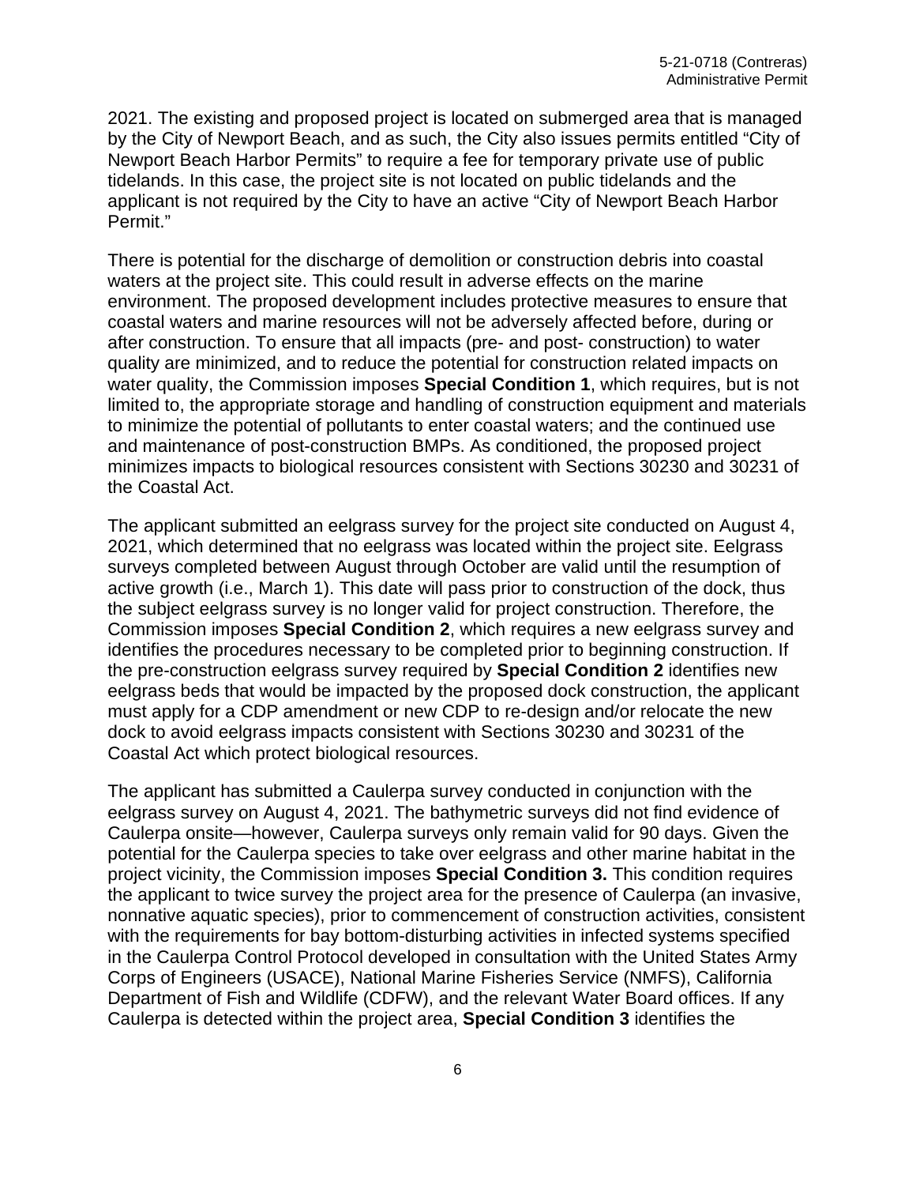2021. The existing and proposed project is located on submerged area that is managed by the City of Newport Beach, and as such, the City also issues permits entitled "City of Newport Beach Harbor Permits" to require a fee for temporary private use of public tidelands. In this case, the project site is not located on public tidelands and the applicant is not required by the City to have an active "City of Newport Beach Harbor Permit."

There is potential for the discharge of demolition or construction debris into coastal waters at the project site. This could result in adverse effects on the marine environment. The proposed development includes protective measures to ensure that coastal waters and marine resources will not be adversely affected before, during or after construction. To ensure that all impacts (pre- and post- construction) to water quality are minimized, and to reduce the potential for construction related impacts on water quality, the Commission imposes **Special Condition 1**, which requires, but is not limited to, the appropriate storage and handling of construction equipment and materials to minimize the potential of pollutants to enter coastal waters; and the continued use and maintenance of post-construction BMPs. As conditioned, the proposed project minimizes impacts to biological resources consistent with Sections 30230 and 30231 of the Coastal Act.

The applicant submitted an eelgrass survey for the project site conducted on August 4, 2021, which determined that no eelgrass was located within the project site. Eelgrass surveys completed between August through October are valid until the resumption of active growth (i.e., March 1). This date will pass prior to construction of the dock, thus the subject eelgrass survey is no longer valid for project construction. Therefore, the Commission imposes **Special Condition 2**, which requires a new eelgrass survey and identifies the procedures necessary to be completed prior to beginning construction. If the pre-construction eelgrass survey required by **Special Condition 2** identifies new eelgrass beds that would be impacted by the proposed dock construction, the applicant must apply for a CDP amendment or new CDP to re-design and/or relocate the new dock to avoid eelgrass impacts consistent with Sections 30230 and 30231 of the Coastal Act which protect biological resources.

The applicant has submitted a Caulerpa survey conducted in conjunction with the eelgrass survey on August 4, 2021. The bathymetric surveys did not find evidence of Caulerpa onsite—however, Caulerpa surveys only remain valid for 90 days. Given the potential for the Caulerpa species to take over eelgrass and other marine habitat in the project vicinity, the Commission imposes **Special Condition 3.** This condition requires the applicant to twice survey the project area for the presence of Caulerpa (an invasive, nonnative aquatic species), prior to commencement of construction activities, consistent with the requirements for bay bottom-disturbing activities in infected systems specified in the Caulerpa Control Protocol developed in consultation with the United States Army Corps of Engineers (USACE), National Marine Fisheries Service (NMFS), California Department of Fish and Wildlife (CDFW), and the relevant Water Board offices. If any Caulerpa is detected within the project area, **Special Condition 3** identifies the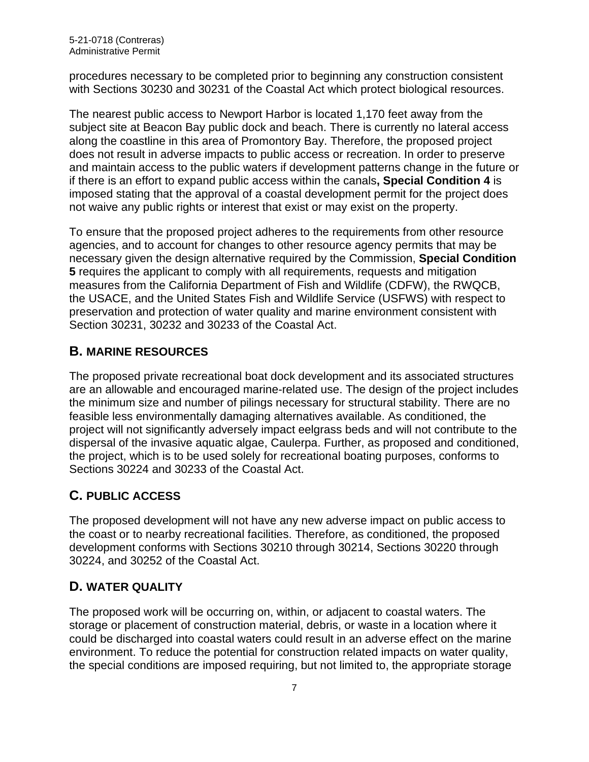procedures necessary to be completed prior to beginning any construction consistent with Sections 30230 and 30231 of the Coastal Act which protect biological resources.

The nearest public access to Newport Harbor is located 1,170 feet away from the subject site at Beacon Bay public dock and beach. There is currently no lateral access along the coastline in this area of Promontory Bay. Therefore, the proposed project does not result in adverse impacts to public access or recreation. In order to preserve and maintain access to the public waters if development patterns change in the future or if there is an effort to expand public access within the canals**, Special Condition 4** is imposed stating that the approval of a coastal development permit for the project does not waive any public rights or interest that exist or may exist on the property.

To ensure that the proposed project adheres to the requirements from other resource agencies, and to account for changes to other resource agency permits that may be necessary given the design alternative required by the Commission, **Special Condition 5** requires the applicant to comply with all requirements, requests and mitigation measures from the California Department of Fish and Wildlife (CDFW), the RWQCB, the USACE, and the United States Fish and Wildlife Service (USFWS) with respect to preservation and protection of water quality and marine environment consistent with Section 30231, 30232 and 30233 of the Coastal Act.

## B. MARINE RESOURCES

The proposed private recreational boat dock development and its associated structures are an allowable and encouraged marine-related use. The design of the project includes the minimum size and number of pilings necessary for structural stability. There are no feasible less environmentally damaging alternatives available. As conditioned, the project will not significantly adversely impact eelgrass beds and will not contribute to the dispersal of the invasive aquatic algae, Caulerpa. Further, as proposed and conditioned, the project, which is to be used solely for recreational boating purposes, conforms to Sections 30224 and 30233 of the Coastal Act.

## C. PUBLIC ACCESS

The proposed development will not have any new adverse impact on public access to the coast or to nearby recreational facilities. Therefore, as conditioned, the proposed development conforms with Sections 30210 through 30214, Sections 30220 through 30224, and 30252 of the Coastal Act.

## D. WATER QUALITY

The proposed work will be occurring on, within, or adjacent to coastal waters. The storage or placement of construction material, debris, or waste in a location where it could be discharged into coastal waters could result in an adverse effect on the marine environment. To reduce the potential for construction related impacts on water quality, the special conditions are imposed requiring, but not limited to, the appropriate storage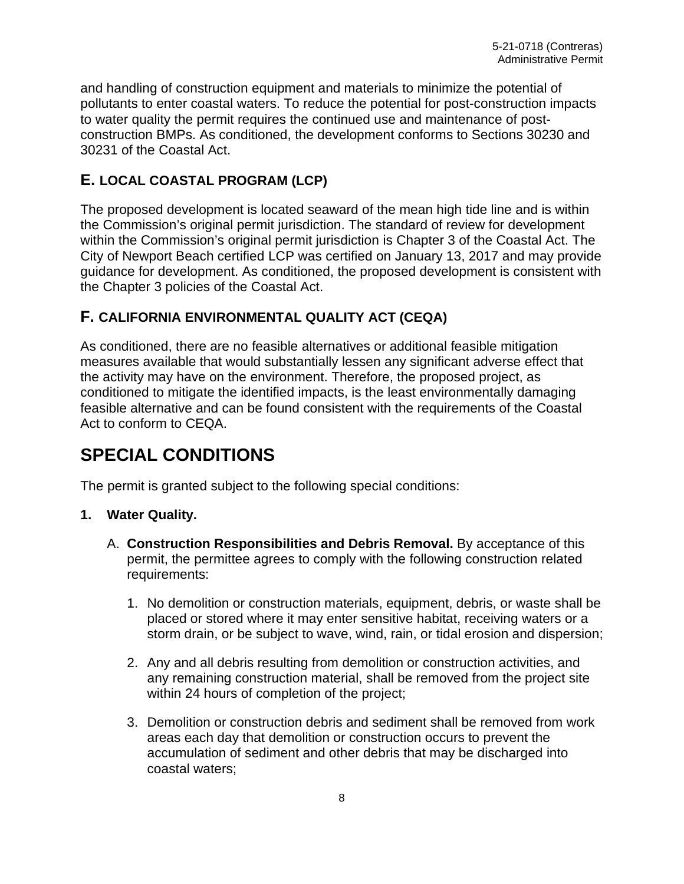and handling of construction equipment and materials to minimize the potential of pollutants to enter coastal waters. To reduce the potential for post-construction impacts to water quality the permit requires the continued use and maintenance of post-construction BMPs. As conditioned, the development conforms to Sections 30230 and 30231 of the Coastal Act.

## E. LOCAL COASTAL PROGRAM (LCP)

The proposed development is located seaward of the mean high tide line and is within the Commission's original permit jurisdiction. The standard of review for development within the Commission's original permit jurisdiction is Chapter 3 of the Coastal Act. The City of Newport Beach certified LCP was certified on January 13, 2017 and may provide guidance for development. As conditioned, the proposed development is consistent with the Chapter 3 policies of the Coastal Act.

## F. CALIFORNIA ENVIRONMENTAL QUALITY ACT (CEQA)

As conditioned, there are no feasible alternatives or additional feasible mitigation measures available that would substantially lessen any significant adverse effect that the activity may have on the environment. Therefore, the proposed project, as conditioned to mitigate the identified impacts, is the least environmentally damaging feasible alternative and can be found consistent with the requirements of the Coastal Act to conform to CEQA.

# SPECIAL CONDITIONS

The permit is granted subject to the following special conditions:

**1. Water Quality.**

A. **Construction Responsibilities and Debris Removal.** By acceptance of this permit, the permittee agrees to comply with the following construction related requirements:

1. No demolition or construction materials, equipment, debris, or waste shall be placed or stored where it may enter sensitive habitat, receiving waters or a storm drain, or be subject to wave, wind, rain, or tidal erosion and dispersion;
2. Any and all debris resulting from demolition or construction activities, and any remaining construction material, shall be removed from the project site within 24 hours of completion of the project;
3. Demolition or construction debris and sediment shall be removed from work areas each day that demolition or construction occurs to prevent the accumulation of sediment and other debris that may be discharged into coastal waters;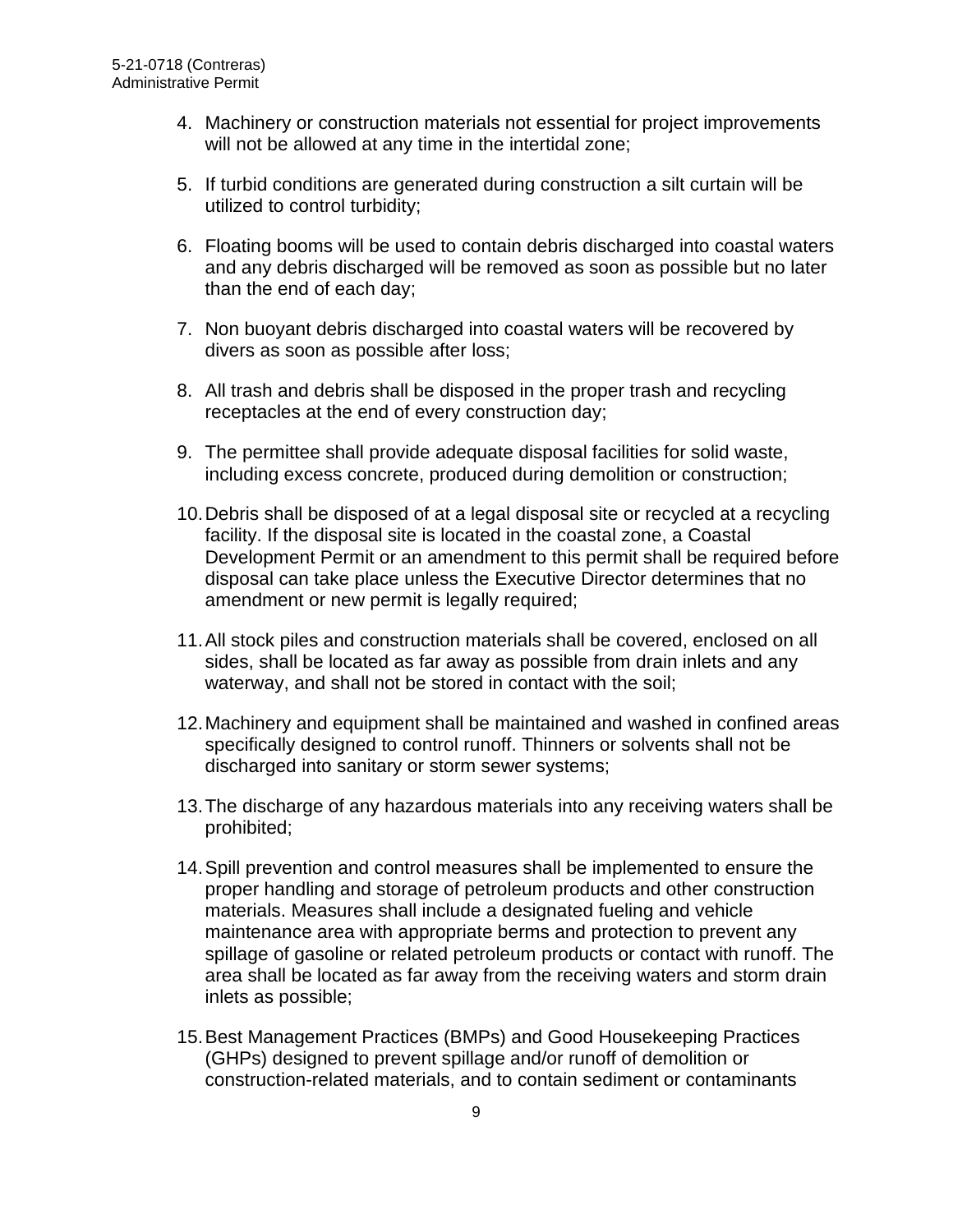4. Machinery or construction materials not essential for project improvements will not be allowed at any time in the intertidal zone;

5. If turbid conditions are generated during construction a silt curtain will be utilized to control turbidity;

6. Floating booms will be used to contain debris discharged into coastal waters and any debris discharged will be removed as soon as possible but no later than the end of each day;

7. Non buoyant debris discharged into coastal waters will be recovered by divers as soon as possible after loss;

8. All trash and debris shall be disposed in the proper trash and recycling receptacles at the end of every construction day;

9. The permittee shall provide adequate disposal facilities for solid waste, including excess concrete, produced during demolition or construction;

10. Debris shall be disposed of at a legal disposal site or recycled at a recycling facility. If the disposal site is located in the coastal zone, a Coastal Development Permit or an amendment to this permit shall be required before disposal can take place unless the Executive Director determines that no amendment or new permit is legally required;

11. All stock piles and construction materials shall be covered, enclosed on all sides, shall be located as far away as possible from drain inlets and any waterway, and shall not be stored in contact with the soil;

12. Machinery and equipment shall be maintained and washed in confined areas specifically designed to control runoff. Thinners or solvents shall not be discharged into sanitary or storm sewer systems;

13. The discharge of any hazardous materials into any receiving waters shall be prohibited;

14. Spill prevention and control measures shall be implemented to ensure the proper handling and storage of petroleum products and other construction materials. Measures shall include a designated fueling and vehicle maintenance area with appropriate berms and protection to prevent any spillage of gasoline or related petroleum products or contact with runoff. The area shall be located as far away from the receiving waters and storm drain inlets as possible;

15. Best Management Practices (BMPs) and Good Housekeeping Practices (GHPs) designed to prevent spillage and/or runoff of demolition or construction-related materials, and to contain sediment or contaminants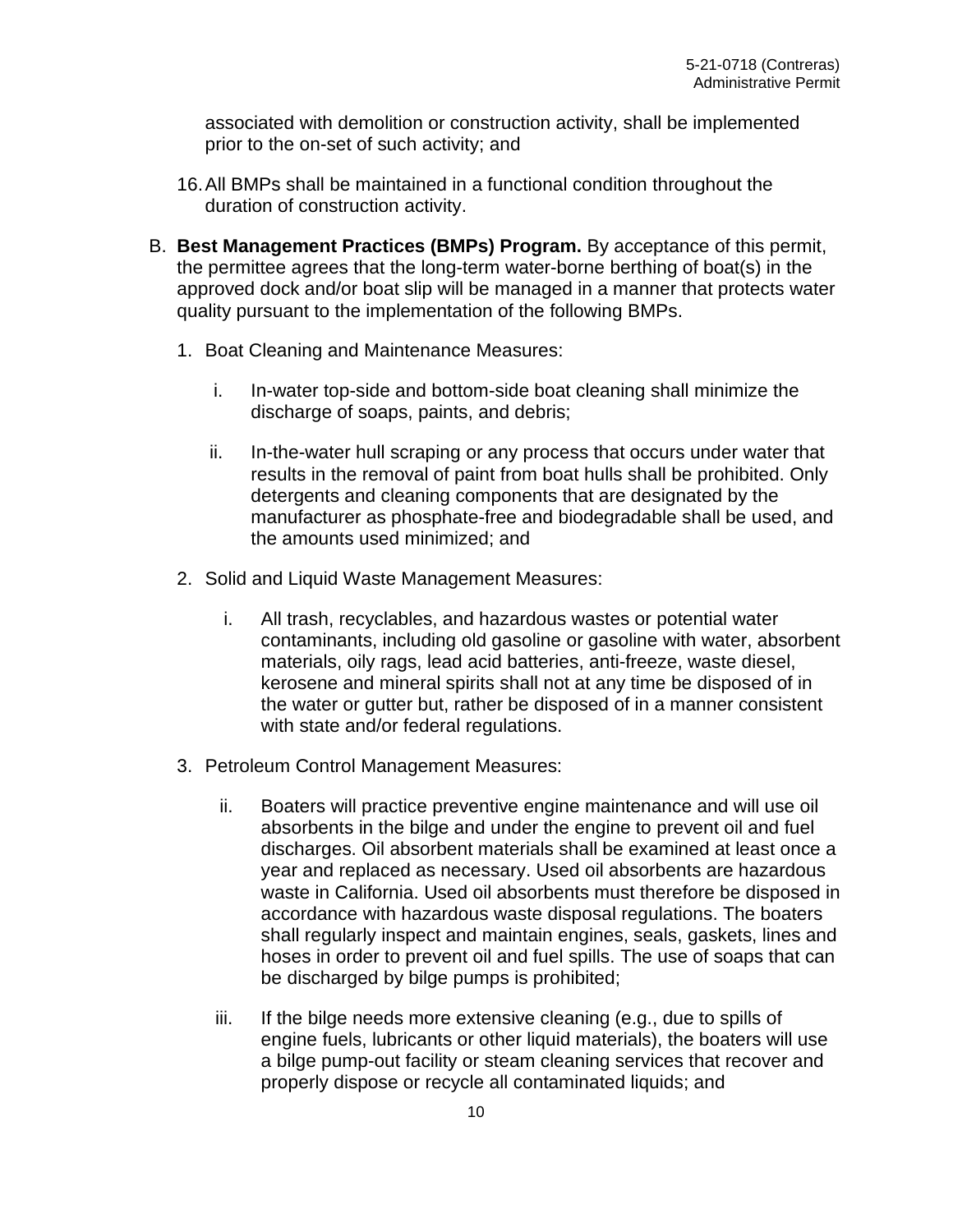associated with demolition or construction activity, shall be implemented prior to the on-set of such activity; and

16. All BMPs shall be maintained in a functional condition throughout the duration of construction activity.

B. **Best Management Practices (BMPs) Program.** By acceptance of this permit, the permittee agrees that the long-term water-borne berthing of boat(s) in the approved dock and/or boat slip will be managed in a manner that protects water quality pursuant to the implementation of the following BMPs.

   1. Boat Cleaning and Maintenance Measures:

      i. In-water top-side and bottom-side boat cleaning shall minimize the discharge of soaps, paints, and debris;

      ii. In-the-water hull scraping or any process that occurs under water that results in the removal of paint from boat hulls shall be prohibited. Only detergents and cleaning components that are designated by the manufacturer as phosphate-free and biodegradable shall be used, and the amounts used minimized; and

   2. Solid and Liquid Waste Management Measures:

      i. All trash, recyclables, and hazardous wastes or potential water contaminants, including old gasoline or gasoline with water, absorbent materials, oily rags, lead acid batteries, anti-freeze, waste diesel, kerosene and mineral spirits shall not at any time be disposed of in the water or gutter but, rather be disposed of in a manner consistent with state and/or federal regulations.

   3. Petroleum Control Management Measures:

      ii. Boaters will practice preventive engine maintenance and will use oil absorbents in the bilge and under the engine to prevent oil and fuel discharges. Oil absorbent materials shall be examined at least once a year and replaced as necessary. Used oil absorbents are hazardous waste in California. Used oil absorbents must therefore be disposed in accordance with hazardous waste disposal regulations. The boaters shall regularly inspect and maintain engines, seals, gaskets, lines and hoses in order to prevent oil and fuel spills. The use of soaps that can be discharged by bilge pumps is prohibited;

      iii. If the bilge needs more extensive cleaning (e.g., due to spills of engine fuels, lubricants or other liquid materials), the boaters will use a bilge pump-out facility or steam cleaning services that recover and properly dispose or recycle all contaminated liquids; and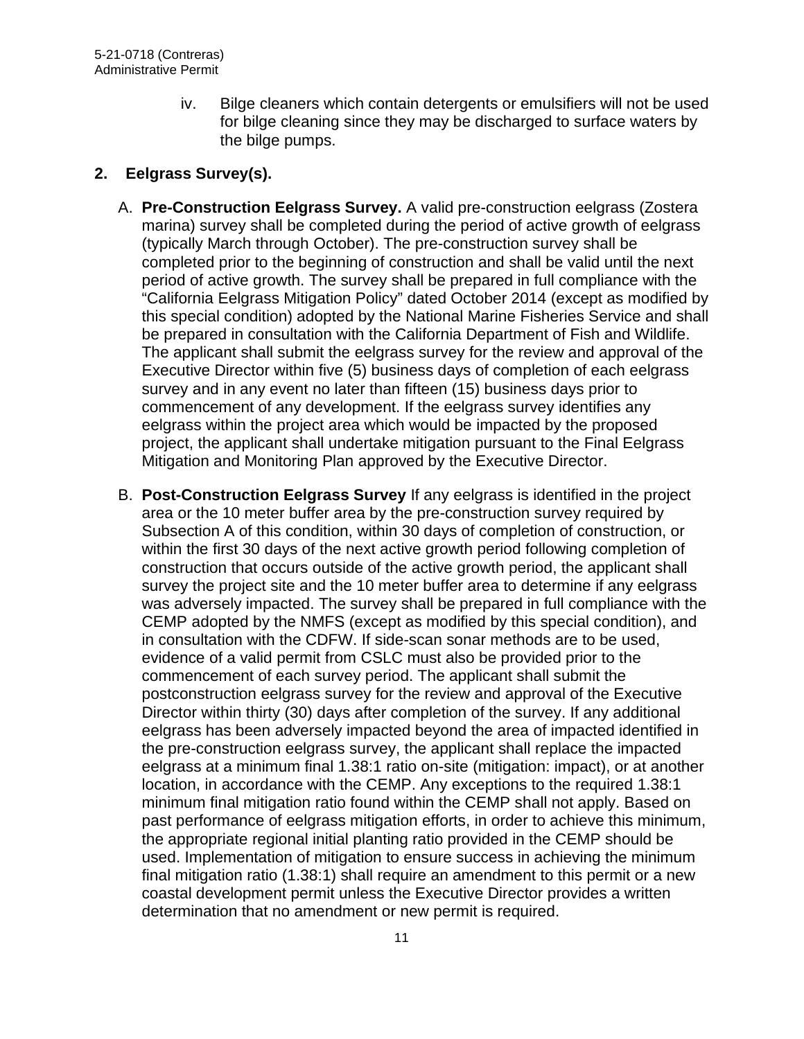iv. Bilge cleaners which contain detergents or emulsifiers will not be used for bilge cleaning since they may be discharged to surface waters by the bilge pumps.

**2. Eelgrass Survey(s).**

A. **Pre-Construction Eelgrass Survey.** A valid pre-construction eelgrass (Zostera marina) survey shall be completed during the period of active growth of eelgrass (typically March through October). The pre-construction survey shall be completed prior to the beginning of construction and shall be valid until the next period of active growth. The survey shall be prepared in full compliance with the "California Eelgrass Mitigation Policy" dated October 2014 (except as modified by this special condition) adopted by the National Marine Fisheries Service and shall be prepared in consultation with the California Department of Fish and Wildlife. The applicant shall submit the eelgrass survey for the review and approval of the Executive Director within five (5) business days of completion of each eelgrass survey and in any event no later than fifteen (15) business days prior to commencement of any development. If the eelgrass survey identifies any eelgrass within the project area which would be impacted by the proposed project, the applicant shall undertake mitigation pursuant to the Final Eelgrass Mitigation and Monitoring Plan approved by the Executive Director.

B. **Post-Construction Eelgrass Survey** If any eelgrass is identified in the project area or the 10 meter buffer area by the pre-construction survey required by Subsection A of this condition, within 30 days of completion of construction, or within the first 30 days of the next active growth period following completion of construction that occurs outside of the active growth period, the applicant shall survey the project site and the 10 meter buffer area to determine if any eelgrass was adversely impacted. The survey shall be prepared in full compliance with the CEMP adopted by the NMFS (except as modified by this special condition), and in consultation with the CDFW. If side-scan sonar methods are to be used, evidence of a valid permit from CSLC must also be provided prior to the commencement of each survey period. The applicant shall submit the postconstruction eelgrass survey for the review and approval of the Executive Director within thirty (30) days after completion of the survey. If any additional eelgrass has been adversely impacted beyond the area of impacted identified in the pre-construction eelgrass survey, the applicant shall replace the impacted eelgrass at a minimum final 1.38:1 ratio on-site (mitigation: impact), or at another location, in accordance with the CEMP. Any exceptions to the required 1.38:1 minimum final mitigation ratio found within the CEMP shall not apply. Based on past performance of eelgrass mitigation efforts, in order to achieve this minimum, the appropriate regional initial planting ratio provided in the CEMP should be used. Implementation of mitigation to ensure success in achieving the minimum final mitigation ratio (1.38:1) shall require an amendment to this permit or a new coastal development permit unless the Executive Director provides a written determination that no amendment or new permit is required.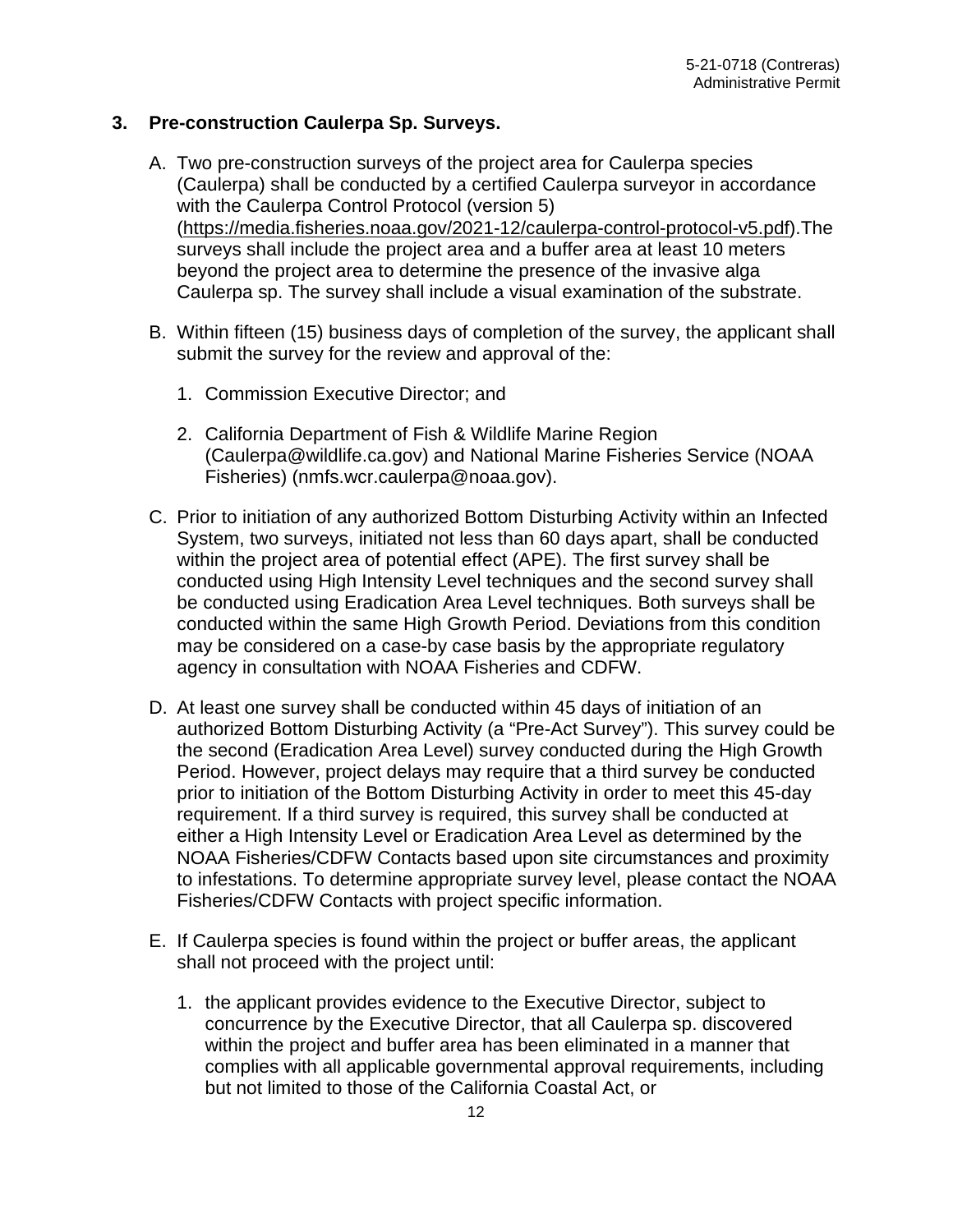### 3. Pre-construction Caulerpa Sp. Surveys.

A. Two pre-construction surveys of the project area for Caulerpa species (Caulerpa) shall be conducted by a certified Caulerpa surveyor in accordance with the Caulerpa Control Protocol (version 5) (https://media.fisheries.noaa.gov/2021-12/caulerpa-control-protocol-v5.pdf).The surveys shall include the project area and a buffer area at least 10 meters beyond the project area to determine the presence of the invasive alga Caulerpa sp. The survey shall include a visual examination of the substrate.

B. Within fifteen (15) business days of completion of the survey, the applicant shall submit the survey for the review and approval of the:

   1. Commission Executive Director; and

   2. California Department of Fish & Wildlife Marine Region (Caulerpa@wildlife.ca.gov) and National Marine Fisheries Service (NOAA Fisheries) (nmfs.wcr.caulerpa@noaa.gov).

C. Prior to initiation of any authorized Bottom Disturbing Activity within an Infected System, two surveys, initiated not less than 60 days apart, shall be conducted within the project area of potential effect (APE). The first survey shall be conducted using High Intensity Level techniques and the second survey shall be conducted using Eradication Area Level techniques. Both surveys shall be conducted within the same High Growth Period. Deviations from this condition may be considered on a case-by case basis by the appropriate regulatory agency in consultation with NOAA Fisheries and CDFW.

D. At least one survey shall be conducted within 45 days of initiation of an authorized Bottom Disturbing Activity (a "Pre-Act Survey"). This survey could be the second (Eradication Area Level) survey conducted during the High Growth Period. However, project delays may require that a third survey be conducted prior to initiation of the Bottom Disturbing Activity in order to meet this 45-day requirement. If a third survey is required, this survey shall be conducted at either a High Intensity Level or Eradication Area Level as determined by the NOAA Fisheries/CDFW Contacts based upon site circumstances and proximity to infestations. To determine appropriate survey level, please contact the NOAA Fisheries/CDFW Contacts with project specific information.

E. If Caulerpa species is found within the project or buffer areas, the applicant shall not proceed with the project until:

   1. the applicant provides evidence to the Executive Director, subject to concurrence by the Executive Director, that all Caulerpa sp. discovered within the project and buffer area has been eliminated in a manner that complies with all applicable governmental approval requirements, including but not limited to those of the California Coastal Act, or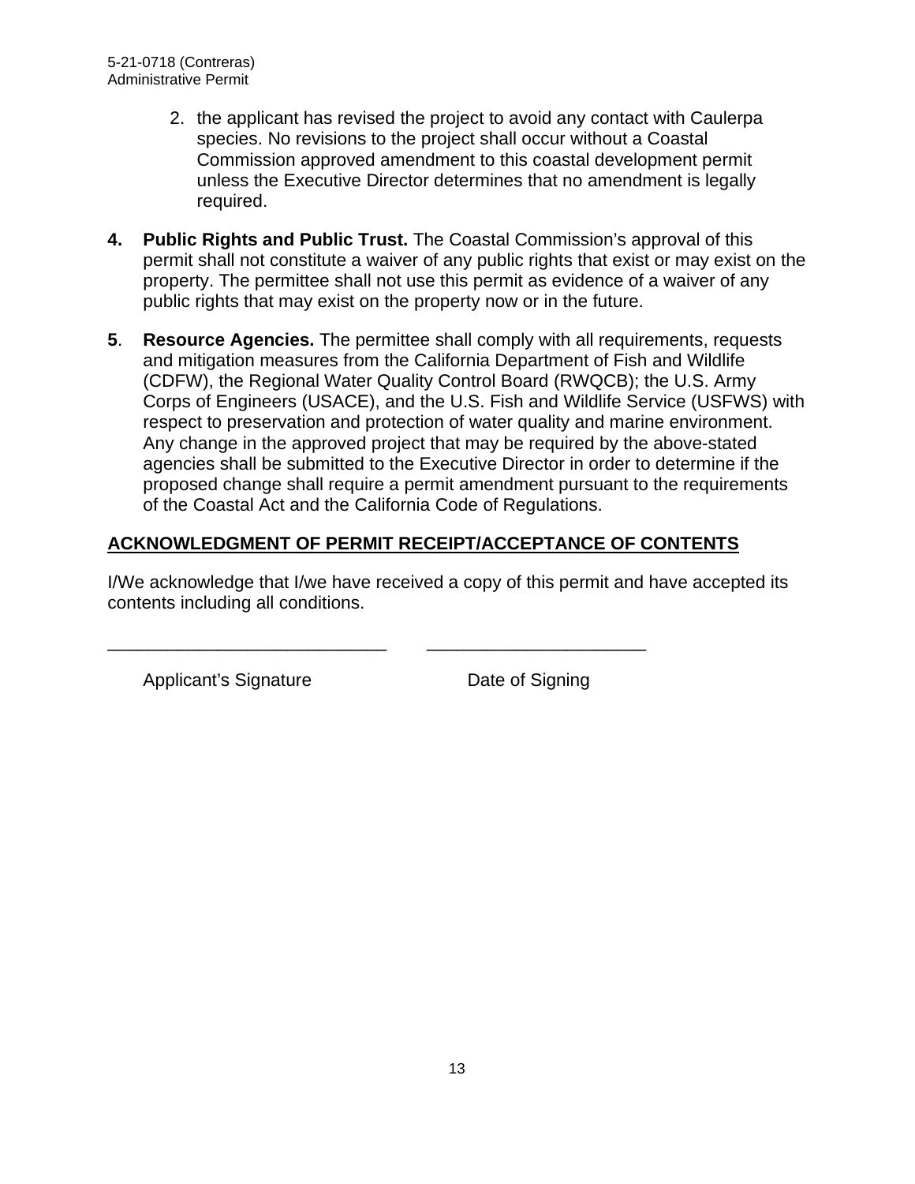2. the applicant has revised the project to avoid any contact with Caulerpa species. No revisions to the project shall occur without a Coastal Commission approved amendment to this coastal development permit unless the Executive Director determines that no amendment is legally required.

**4. Public Rights and Public Trust.** The Coastal Commission's approval of this permit shall not constitute a waiver of any public rights that exist or may exist on the property. The permittee shall not use this permit as evidence of a waiver of any public rights that may exist on the property now or in the future.

**5**. **Resource Agencies.** The permittee shall comply with all requirements, requests and mitigation measures from the California Department of Fish and Wildlife (CDFW), the Regional Water Quality Control Board (RWQCB); the U.S. Army Corps of Engineers (USACE), and the U.S. Fish and Wildlife Service (USFWS) with respect to preservation and protection of water quality and marine environment. Any change in the approved project that may be required by the above-stated agencies shall be submitted to the Executive Director in order to determine if the proposed change shall require a permit amendment pursuant to the requirements of the Coastal Act and the California Code of Regulations.

## ACKNOWLEDGMENT OF PERMIT RECEIPT/ACCEPTANCE OF CONTENTS

I/We acknowledge that I/we have received a copy of this permit and have accepted its contents including all conditions.

\_\_\_\_\_\_\_\_\_\_\_\_\_\_\_\_\_\_\_\_\_\_\_\_\_\_\_\_ \_\_\_\_\_\_\_\_\_\_\_\_\_\_\_\_\_\_\_\_\_\_

Applicant's Signature Date of Signing